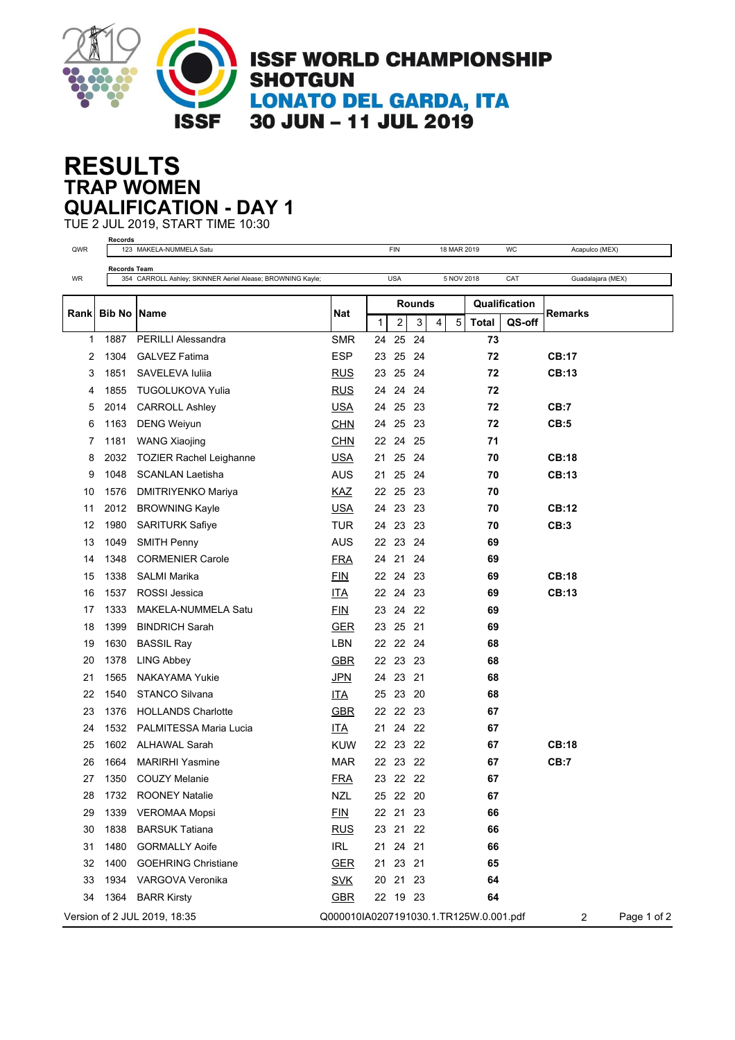# ISSF WORLD CHAMPIONSHIP SHOTGUN

## LONATO DEL GARDA, ITA

## 30 JUN – 11 JUL 2019

# RESULTS

## TRAP WOMEN

## QUALIFICATION - DAY 1

TUE 2 JUL 2019, START TIME 10:30

| | Records | | | | |
|---|---|---|---|---|---|
| QWR | 123 MAKELA-NUMMELA Satu | FIN | 18 MAR 2019 | WC | Acapulco (MEX) |

| | Records Team | | | | |
|---|---|---|---|---|---|
| WR | 354 CARROLL Ashley; SKINNER Aeriel Alease; BROWNING Kayle; | USA | 5 NOV 2018 | CAT | Guadalajara (MEX) |

| Rank | Bib No | Name | Nat | Rounds | | | | | Qualification | | Remarks |
|---|---|---|---|---|---|---|---|---|---|---|---|
| | | | | 1 | 2 | 3 | 4 | 5 | Total | QS-off | |
| 1 | 1887 | PERILLI Alessandra | SMR | 24 | 25 | 24 | | | 73 | | |
| 2 | 1304 | GALVEZ Fatima | ESP | 23 | 25 | 24 | | | 72 | | CB:17 |
| 3 | 1851 | SAVELEVA Iuliia | RUS | 23 | 25 | 24 | | | 72 | | CB:13 |
| 4 | 1855 | TUGOLUKOVA Yulia | RUS | 24 | 24 | 24 | | | 72 | | |
| 5 | 2014 | CARROLL Ashley | USA | 24 | 25 | 23 | | | 72 | | CB:7 |
| 6 | 1163 | DENG Weiyun | CHN | 24 | 25 | 23 | | | 72 | | CB:5 |
| 7 | 1181 | WANG Xiaojing | CHN | 22 | 24 | 25 | | | 71 | | |
| 8 | 2032 | TOZIER Rachel Leighanne | USA | 21 | 25 | 24 | | | 70 | | CB:18 |
| 9 | 1048 | SCANLAN Laetisha | AUS | 21 | 25 | 24 | | | 70 | | CB:13 |
| 10 | 1576 | DMITRIYENKO Mariya | KAZ | 22 | 25 | 23 | | | 70 | | |
| 11 | 2012 | BROWNING Kayle | USA | 24 | 23 | 23 | | | 70 | | CB:12 |
| 12 | 1980 | SARITURK Safiye | TUR | 24 | 23 | 23 | | | 70 | | CB:3 |
| 13 | 1049 | SMITH Penny | AUS | 22 | 23 | 24 | | | 69 | | |
| 14 | 1348 | CORMENIER Carole | FRA | 24 | 21 | 24 | | | 69 | | |
| 15 | 1338 | SALMI Marika | FIN | 22 | 24 | 23 | | | 69 | | CB:18 |
| 16 | 1537 | ROSSI Jessica | ITA | 22 | 24 | 23 | | | 69 | | CB:13 |
| 17 | 1333 | MAKELA-NUMMELA Satu | FIN | 23 | 24 | 22 | | | 69 | | |
| 18 | 1399 | BINDRICH Sarah | GER | 23 | 25 | 21 | | | 69 | | |
| 19 | 1630 | BASSIL Ray | LBN | 22 | 22 | 24 | | | 68 | | |
| 20 | 1378 | LING Abbey | GBR | 22 | 23 | 23 | | | 68 | | |
| 21 | 1565 | NAKAYAMA Yukie | JPN | 24 | 23 | 21 | | | 68 | | |
| 22 | 1540 | STANCO Silvana | ITA | 25 | 23 | 20 | | | 68 | | |
| 23 | 1376 | HOLLANDS Charlotte | GBR | 22 | 22 | 23 | | | 67 | | |
| 24 | 1532 | PALMITESSA Maria Lucia | ITA | 21 | 24 | 22 | | | 67 | | |
| 25 | 1602 | ALHAWAL Sarah | KUW | 22 | 23 | 22 | | | 67 | | CB:18 |
| 26 | 1664 | MARIRHI Yasmine | MAR | 22 | 23 | 22 | | | 67 | | CB:7 |
| 27 | 1350 | COUZY Melanie | FRA | 23 | 22 | 22 | | | 67 | | |
| 28 | 1732 | ROONEY Natalie | NZL | 25 | 22 | 20 | | | 67 | | |
| 29 | 1339 | VEROMAA Mopsi | FIN | 22 | 21 | 23 | | | 66 | | |
| 30 | 1838 | BARSUK Tatiana | RUS | 23 | 21 | 22 | | | 66 | | |
| 31 | 1480 | GORMALLY Aoife | IRL | 21 | 24 | 21 | | | 66 | | |
| 32 | 1400 | GOEHRING Christiane | GER | 21 | 23 | 21 | | | 65 | | |
| 33 | 1934 | VARGOVA Veronika | SVK | 20 | 21 | 23 | | | 64 | | |
| 34 | 1364 | BARR Kirsty | GBR | 22 | 19 | 23 | | | 64 | | |

Version of 2 JUL 2019, 18:35 Q000010IA0207191030.1.TR125W.0.001.pdf 2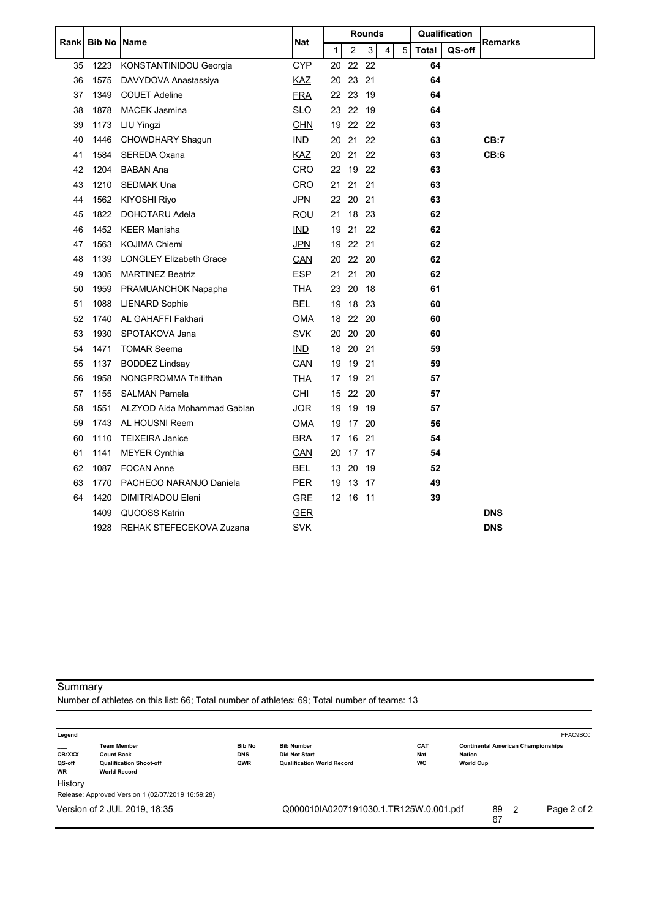| Rank | Bib No | Name | Nat | Rounds | | | | | Qualification | | Remarks |
|---|---|---|---|---|---|---|---|---|---|---|---|
| | | | | 1 | 2 | 3 | 4 | 5 | Total | QS-off | |
| 35 | 1223 | KONSTANTINIDOU Georgia | CYP | 20 | 22 | 22 | | | 64 | | |
| 36 | 1575 | DAVYDOVA Anastassiya | KAZ | 20 | 23 | 21 | | | 64 | | |
| 37 | 1349 | COUET Adeline | FRA | 22 | 23 | 19 | | | 64 | | |
| 38 | 1878 | MACEK Jasmina | SLO | 23 | 22 | 19 | | | 64 | | |
| 39 | 1173 | LIU Yingzi | CHN | 19 | 22 | 22 | | | 63 | | |
| 40 | 1446 | CHOWDHARY Shagun | IND | 20 | 21 | 22 | | | 63 | | **CB:7** |
| 41 | 1584 | SEREDA Oxana | KAZ | 20 | 21 | 22 | | | 63 | | **CB:6** |
| 42 | 1204 | BABAN Ana | CRO | 22 | 19 | 22 | | | 63 | | |
| 43 | 1210 | SEDMAK Una | CRO | 21 | 21 | 21 | | | 63 | | |
| 44 | 1562 | KIYOSHI Riyo | JPN | 22 | 20 | 21 | | | 63 | | |
| 45 | 1822 | DOHOTARU Adela | ROU | 21 | 18 | 23 | | | 62 | | |
| 46 | 1452 | KEER Manisha | IND | 19 | 21 | 22 | | | 62 | | |
| 47 | 1563 | KOJIMA Chiemi | JPN | 19 | 22 | 21 | | | 62 | | |
| 48 | 1139 | LONGLEY Elizabeth Grace | CAN | 20 | 22 | 20 | | | 62 | | |
| 49 | 1305 | MARTINEZ Beatriz | ESP | 21 | 21 | 20 | | | 62 | | |
| 50 | 1959 | PRAMUANCHOK Napapha | THA | 23 | 20 | 18 | | | 61 | | |
| 51 | 1088 | LIENARD Sophie | BEL | 19 | 18 | 23 | | | 60 | | |
| 52 | 1740 | AL GAHAFFI Fakhari | OMA | 18 | 22 | 20 | | | 60 | | |
| 53 | 1930 | SPOTAKOVA Jana | SVK | 20 | 20 | 20 | | | 60 | | |
| 54 | 1471 | TOMAR Seema | IND | 18 | 20 | 21 | | | 59 | | |
| 55 | 1137 | BODDEZ Lindsay | CAN | 19 | 19 | 21 | | | 59 | | |
| 56 | 1958 | NONGPROMMA Thitithan | THA | 17 | 19 | 21 | | | 57 | | |
| 57 | 1155 | SALMAN Pamela | CHI | 15 | 22 | 20 | | | 57 | | |
| 58 | 1551 | ALZYOD Aida Mohammad Gablan | JOR | 19 | 19 | 19 | | | 57 | | |
| 59 | 1743 | AL HOUSNI Reem | OMA | 19 | 17 | 20 | | | 56 | | |
| 60 | 1110 | TEIXEIRA Janice | BRA | 17 | 16 | 21 | | | 54 | | |
| 61 | 1141 | MEYER Cynthia | CAN | 20 | 17 | 17 | | | 54 | | |
| 62 | 1087 | FOCAN Anne | BEL | 13 | 20 | 19 | | | 52 | | |
| 63 | 1770 | PACHECO NARANJO Daniela | PER | 19 | 13 | 17 | | | 49 | | |
| 64 | 1420 | DIMITRIADOU Eleni | GRE | 12 | 16 | 11 | | | 39 | | |
| | 1409 | QUOOSS Katrin | GER | | | | | | | | **DNS** |
| | 1928 | REHAK STEFECEKOVA Zuzana | SVK | | | | | | | | **DNS** |

## Summary

Number of athletes on this list: 66; Total number of athletes: 69; Total number of teams: 13

**Legend**

| | | | | | |
|---|---|---|---|---|---|
| ___ | Team Member | Bib No | Bib Number | CAT | Continental American Championships |
| CB:XXX | Count Back | DNS | Did Not Start | Nat | Nation |
| QS-off | Qualification Shoot-off | QWR | Qualification World Record | WC | World Cup |
| WR | World Record | | | | |

FFAC9BC0

History

Release: Approved Version 1 (02/07/2019 16:59:28)

Version of 2 JUL 2019, 18:35

Q000010IA0207191030.1.TR125W.0.001.pdf

89 67 2